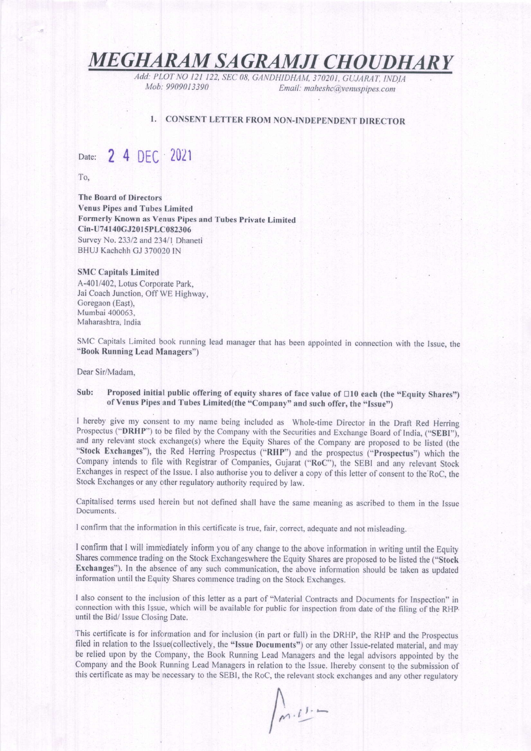# *MEGHARAM SAGRAMJI CHOUDHARY*

*Add: PLOT NO 121 122, SEC 08, GANDHIDHAM, 370201, GUJARAT, INDIA*
*Mob: 9909013390* *Email: maheshc@venuspipes.com*

## 1. CONSENT LETTER FROM NON-INDEPENDENT DIRECTOR

Date: 24 DEC 2021

To,

**The Board of Directors**
**Venus Pipes and Tubes Limited**
**Formerly Known as Venus Pipes and Tubes Private Limited**
**Cin-U74140GJ2015PLC082306**
Survey No. 233/2 and 234/1 Dhaneti
BHUJ Kachchh GJ 370020 IN

**SMC Capitals Limited**
A-401/402, Lotus Corporate Park,
Jai Coach Junction, Off WE Highway,
Goregaon (East),
Mumbai 400063,
Maharashtra, India

SMC Capitals Limited book running lead manager that has been appointed in connection with the Issue, the "**Book Running Lead Managers**")

Dear Sir/Madam,

**Sub: Proposed initial public offering of equity shares of face value of □10 each (the "Equity Shares") of Venus Pipes and Tubes Limited(the "Company" and such offer, the "Issue")**

I hereby give my consent to my name being included as Whole-time Director in the Draft Red Herring Prospectus ("**DRHP**") to be filed by the Company with the Securities and Exchange Board of India, ("**SEBI**"), and any relevant stock exchange(s) where the Equity Shares of the Company are proposed to be listed (the "**Stock Exchanges**"), the Red Herring Prospectus ("**RHP**") and the prospectus ("**Prospectus**") which the Company intends to file with Registrar of Companies, Gujarat ("**RoC**"), the SEBI and any relevant Stock Exchanges in respect of the Issue. I also authorise you to deliver a copy of this letter of consent to the RoC, the Stock Exchanges or any other regulatory authority required by law.

Capitalised terms used herein but not defined shall have the same meaning as ascribed to them in the Issue Documents.

I confirm that the information in this certificate is true, fair, correct, adequate and not misleading.

I confirm that I will immediately inform you of any change to the above information in writing until the Equity Shares commence trading on the Stock Exchangeswhere the Equity Shares are proposed to be listed the ("**Stock Exchanges**"). In the absence of any such communication, the above information should be taken as updated information until the Equity Shares commence trading on the Stock Exchanges.

I also consent to the inclusion of this letter as a part of "Material Contracts and Documents for Inspection" in connection with this Issue, which will be available for public for inspection from date of the filing of the RHP until the Bid/ Issue Closing Date.

This certificate is for information and for inclusion (in part or full) in the DRHP, the RHP and the Prospectus filed in relation to the Issue(collectively, the "**Issue Documents**") or any other Issue-related material, and may be relied upon by the Company, the Book Running Lead Managers and the legal advisors appointed by the Company and the Book Running Lead Managers in relation to the Issue. Ihereby consent to the submission of this certificate as may be necessary to the SEBI, the RoC, the relevant stock exchanges and any other regulatory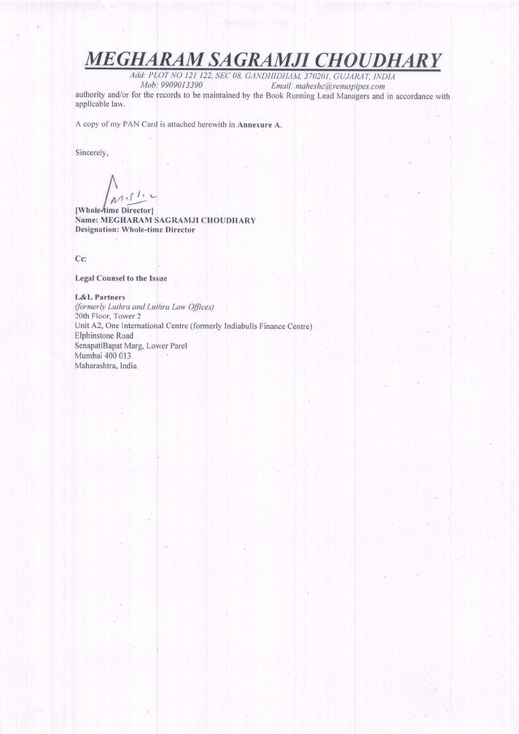# *MEGHARAM SAGRAMJI CHOUDHARY*

*Add: PLOT NO 121 122, SEC 08, GANDHIDHAM, 370201, GUJARAT, INDIA*
*Mob: 9909013390* *Email: maheshc@venuspipes.com*

authority and/or for the records to be maintained by the Book Running Lead Managers and in accordance with applicable law.

A copy of my PAN Card is attached herewith in **Annexure A**.

Sincerely,

**[Whole-time Director]**
**Name: MEGHARAM SAGRAMJI CHOUDHARY**
**Designation: Whole-time Director**

**Cc:**

**Legal Counsel to the Issue**

**L&L Partners**
*(formerly Luthra and Luthra Law Offices)*
20th Floor, Tower 2
Unit A2, One International Centre (formerly Indiabulls Finance Centre)
Elphinstone Road
SenapatiBapat Marg, Lower Parel
Mumbai 400 013
Maharashtra, India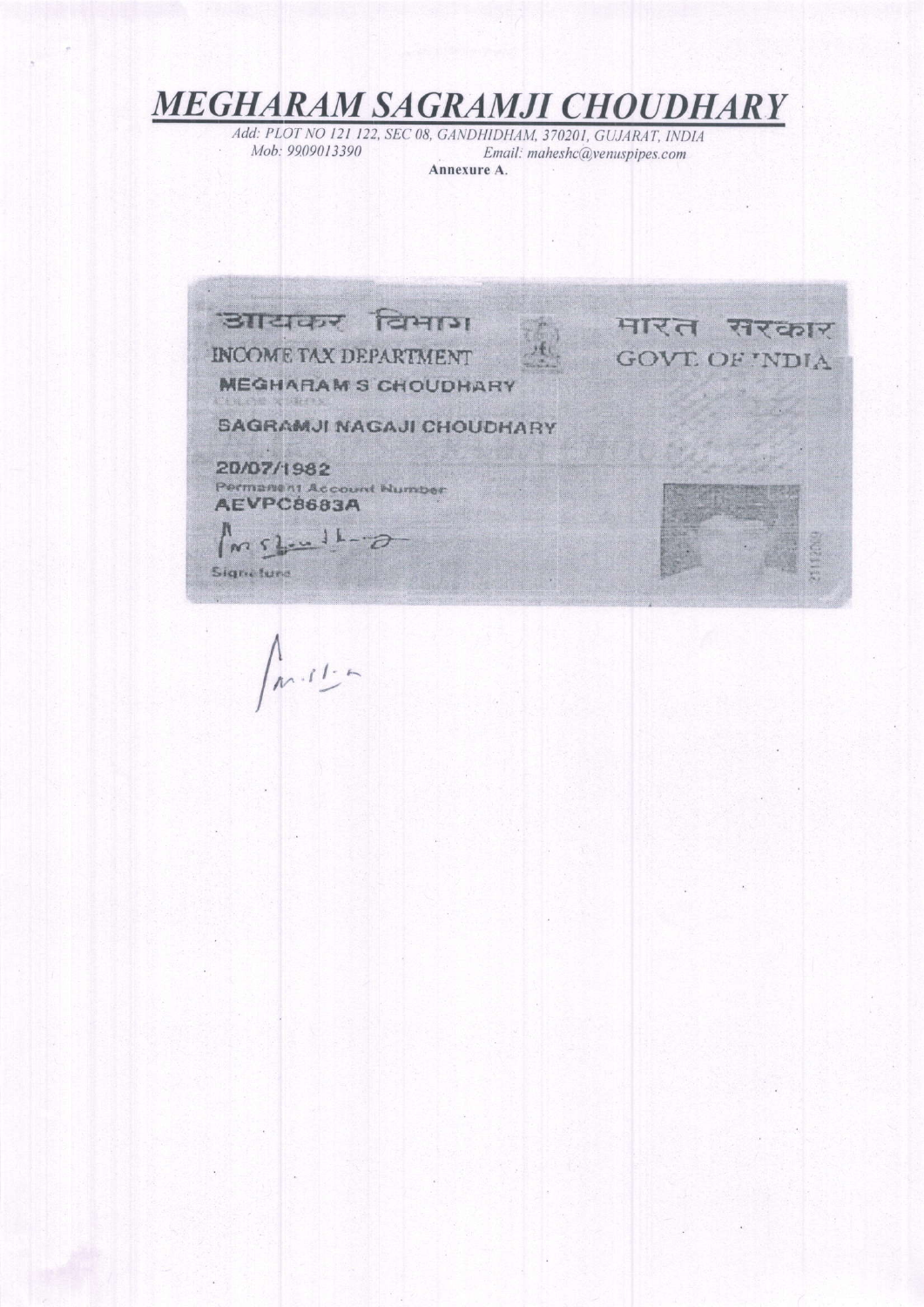# *MEGHARAM SAGRAMJI CHOUDHARY*

*Add: PLOT NO 121 122, SEC 08, GANDHIDHAM, 370201, GUJARAT, INDIA*
*Mob: 9909013390* *Email: maheshc@venuspipes.com*

**Annexure A.**

आयकर विभाग भारत सरकार
INCOME TAX DEPARTMENT GOVT. OF INDIA
MEGHARAM S CHOUDHARY
SAGRAMJI NAGAJI CHOUDHARY
20/07/1982
Permanent Account Number
AEVPC8683A
Signature